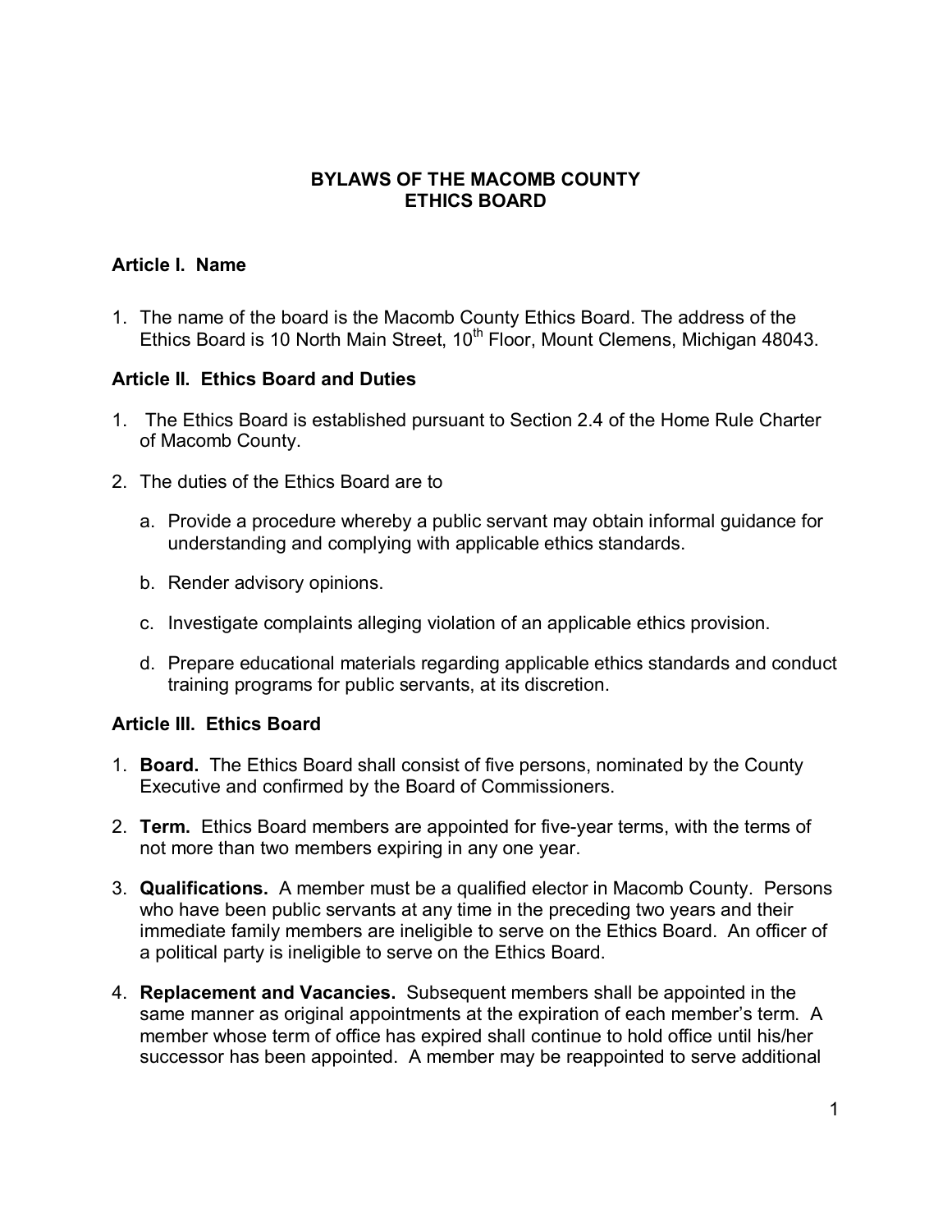# BYLAWS OF THE MACOMB COUNTY ETHICS BOARD

## Article I. Name

1. The name of the board is the Macomb County Ethics Board. The address of the Ethics Board is 10 North Main Street, 10th Floor, Mount Clemens, Michigan 48043.

## Article II. Ethics Board and Duties

1. The Ethics Board is established pursuant to Section 2.4 of the Home Rule Charter of Macomb County.
2. The duties of the Ethics Board are to
   a. Provide a procedure whereby a public servant may obtain informal guidance for understanding and complying with applicable ethics standards.

   b. Render advisory opinions.

   c. Investigate complaints alleging violation of an applicable ethics provision.

   d. Prepare educational materials regarding applicable ethics standards and conduct training programs for public servants, at its discretion.

## Article III. Ethics Board

1. **Board.** The Ethics Board shall consist of five persons, nominated by the County Executive and confirmed by the Board of Commissioners.
2. **Term.** Ethics Board members are appointed for five-year terms, with the terms of not more than two members expiring in any one year.
3. **Qualifications.** A member must be a qualified elector in Macomb County. Persons who have been public servants at any time in the preceding two years and their immediate family members are ineligible to serve on the Ethics Board. An officer of a political party is ineligible to serve on the Ethics Board.
4. **Replacement and Vacancies.** Subsequent members shall be appointed in the same manner as original appointments at the expiration of each member's term. A member whose term of office has expired shall continue to hold office until his/her successor has been appointed. A member may be reappointed to serve additional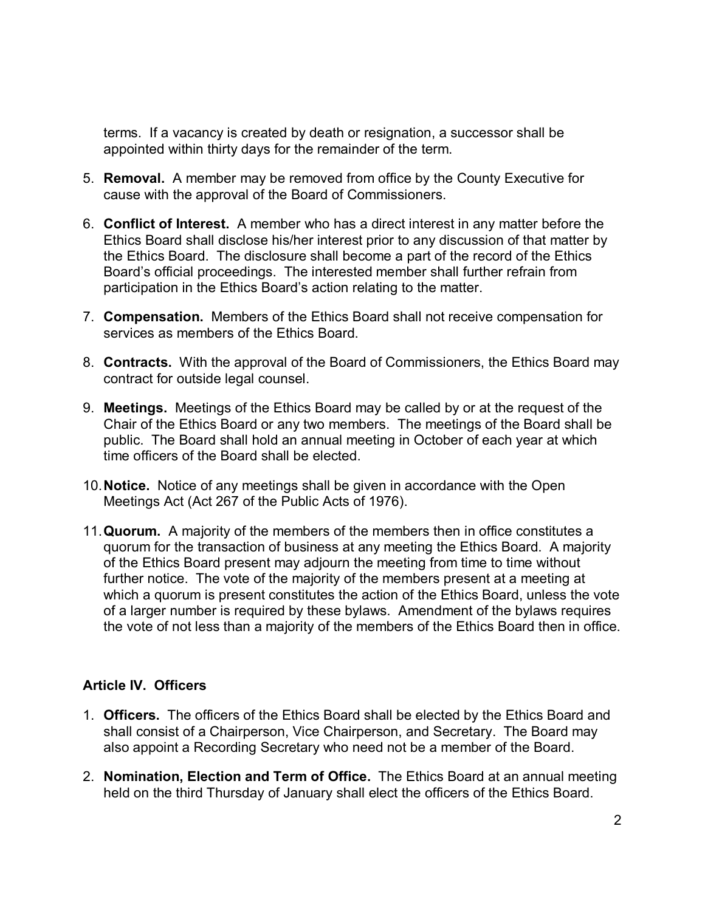terms. If a vacancy is created by death or resignation, a successor shall be appointed within thirty days for the remainder of the term.

5. **Removal.** A member may be removed from office by the County Executive for cause with the approval of the Board of Commissioners.

6. **Conflict of Interest.** A member who has a direct interest in any matter before the Ethics Board shall disclose his/her interest prior to any discussion of that matter by the Ethics Board. The disclosure shall become a part of the record of the Ethics Board's official proceedings. The interested member shall further refrain from participation in the Ethics Board's action relating to the matter.

7. **Compensation.** Members of the Ethics Board shall not receive compensation for services as members of the Ethics Board.

8. **Contracts.** With the approval of the Board of Commissioners, the Ethics Board may contract for outside legal counsel.

9. **Meetings.** Meetings of the Ethics Board may be called by or at the request of the Chair of the Ethics Board or any two members. The meetings of the Board shall be public. The Board shall hold an annual meeting in October of each year at which time officers of the Board shall be elected.

10. **Notice.** Notice of any meetings shall be given in accordance with the Open Meetings Act (Act 267 of the Public Acts of 1976).

11. **Quorum.** A majority of the members of the members then in office constitutes a quorum for the transaction of business at any meeting the Ethics Board. A majority of the Ethics Board present may adjourn the meeting from time to time without further notice. The vote of the majority of the members present at a meeting at which a quorum is present constitutes the action of the Ethics Board, unless the vote of a larger number is required by these bylaws. Amendment of the bylaws requires the vote of not less than a majority of the members of the Ethics Board then in office.

### Article IV. Officers

1. **Officers.** The officers of the Ethics Board shall be elected by the Ethics Board and shall consist of a Chairperson, Vice Chairperson, and Secretary. The Board may also appoint a Recording Secretary who need not be a member of the Board.

2. **Nomination, Election and Term of Office.** The Ethics Board at an annual meeting held on the third Thursday of January shall elect the officers of the Ethics Board.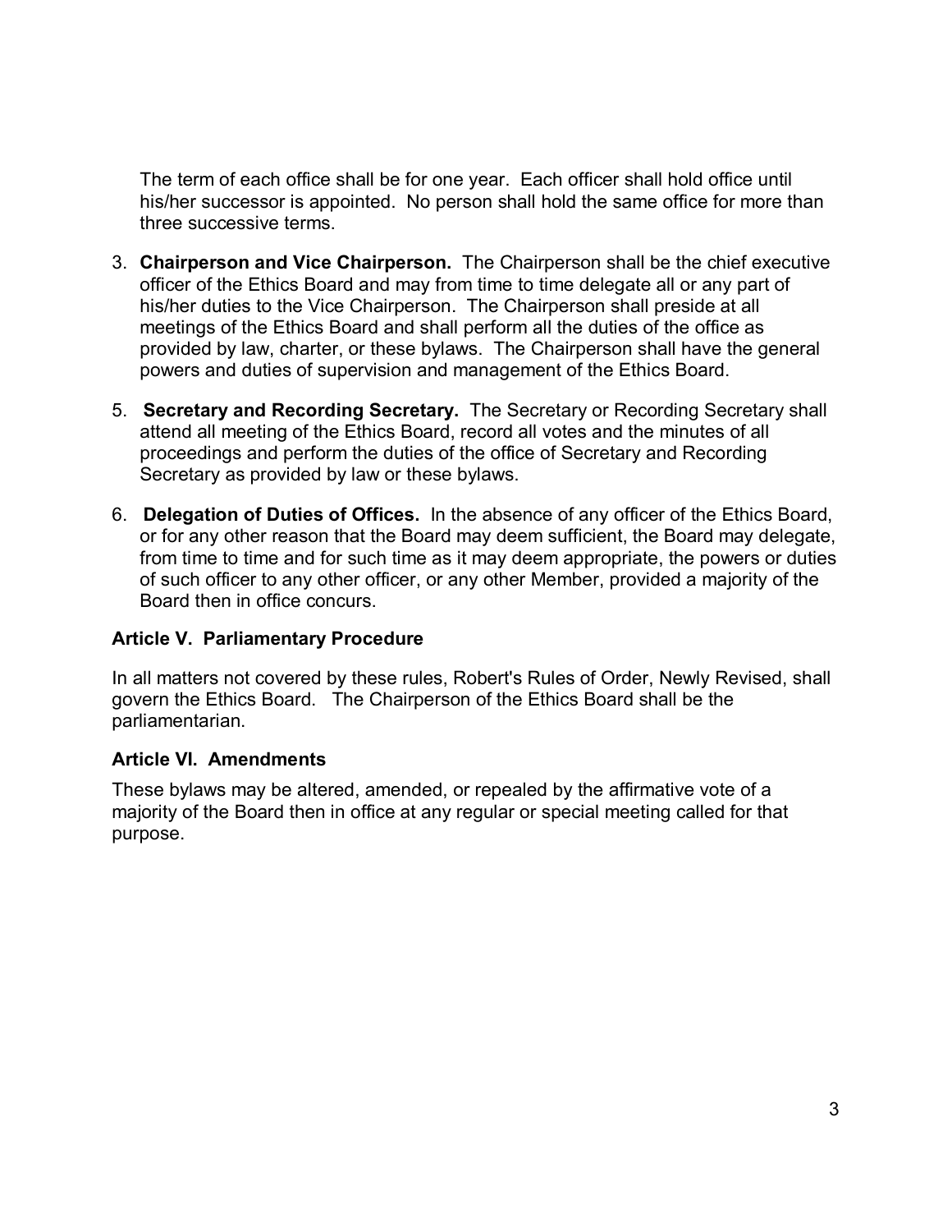The term of each office shall be for one year. Each officer shall hold office until his/her successor is appointed. No person shall hold the same office for more than three successive terms.

3. **Chairperson and Vice Chairperson.** The Chairperson shall be the chief executive officer of the Ethics Board and may from time to time delegate all or any part of his/her duties to the Vice Chairperson. The Chairperson shall preside at all meetings of the Ethics Board and shall perform all the duties of the office as provided by law, charter, or these bylaws. The Chairperson shall have the general powers and duties of supervision and management of the Ethics Board.

5. **Secretary and Recording Secretary.** The Secretary or Recording Secretary shall attend all meeting of the Ethics Board, record all votes and the minutes of all proceedings and perform the duties of the office of Secretary and Recording Secretary as provided by law or these bylaws.

6. **Delegation of Duties of Offices.** In the absence of any officer of the Ethics Board, or for any other reason that the Board may deem sufficient, the Board may delegate, from time to time and for such time as it may deem appropriate, the powers or duties of such officer to any other officer, or any other Member, provided a majority of the Board then in office concurs.

### Article V. Parliamentary Procedure

In all matters not covered by these rules, Robert's Rules of Order, Newly Revised, shall govern the Ethics Board. The Chairperson of the Ethics Board shall be the parliamentarian.

### Article VI. Amendments

These bylaws may be altered, amended, or repealed by the affirmative vote of a majority of the Board then in office at any regular or special meeting called for that purpose.